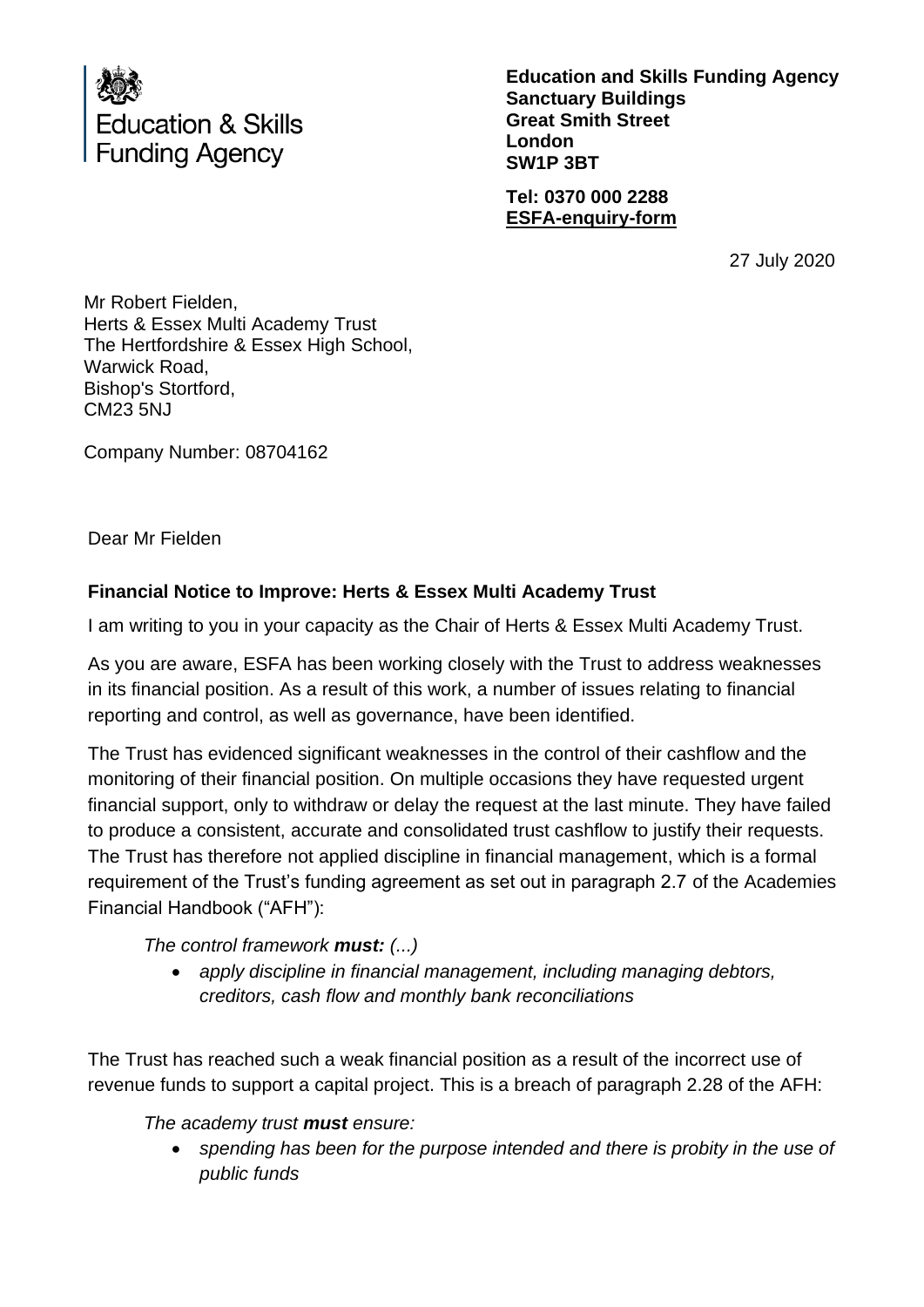Education & Skills Funding Agency

**Education and Skills Funding Agency**
**Sanctuary Buildings**
**Great Smith Street**
**London**
**SW1P 3BT**

**Tel: 0370 000 2288**
**ESFA-enquiry-form**

27 July 2020

Mr Robert Fielden,
Herts & Essex Multi Academy Trust
The Hertfordshire & Essex High School,
Warwick Road,
Bishop's Stortford,
CM23 5NJ

Company Number: 08704162

Dear Mr Fielden

**Financial Notice to Improve: Herts & Essex Multi Academy Trust**

I am writing to you in your capacity as the Chair of Herts & Essex Multi Academy Trust.

As you are aware, ESFA has been working closely with the Trust to address weaknesses in its financial position. As a result of this work, a number of issues relating to financial reporting and control, as well as governance, have been identified.

The Trust has evidenced significant weaknesses in the control of their cashflow and the monitoring of their financial position. On multiple occasions they have requested urgent financial support, only to withdraw or delay the request at the last minute. They have failed to produce a consistent, accurate and consolidated trust cashflow to justify their requests. The Trust has therefore not applied discipline in financial management, which is a formal requirement of the Trust's funding agreement as set out in paragraph 2.7 of the Academies Financial Handbook ("AFH"):

*The control framework **must:** (...)*

- *apply discipline in financial management, including managing debtors, creditors, cash flow and monthly bank reconciliations*

The Trust has reached such a weak financial position as a result of the incorrect use of revenue funds to support a capital project. This is a breach of paragraph 2.28 of the AFH:

*The academy trust **must** ensure:*

- *spending has been for the purpose intended and there is probity in the use of public funds*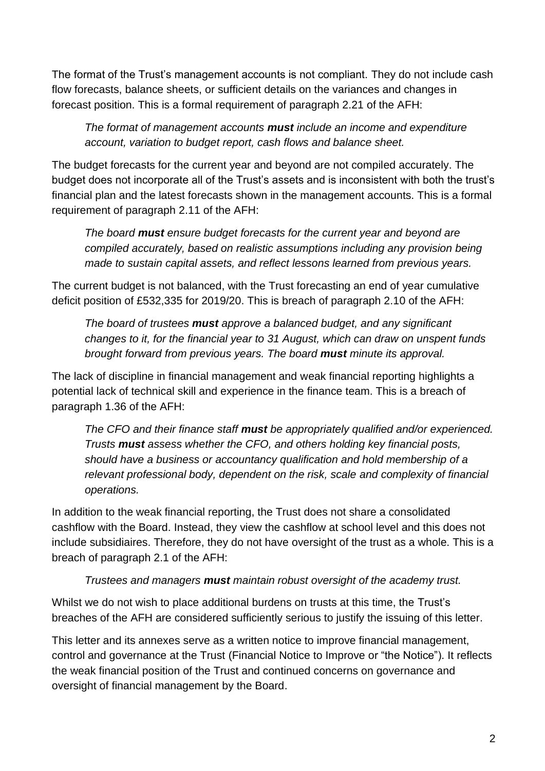The format of the Trust's management accounts is not compliant. They do not include cash flow forecasts, balance sheets, or sufficient details on the variances and changes in forecast position. This is a formal requirement of paragraph 2.21 of the AFH:

> *The format of management accounts* ***must*** *include an income and expenditure account, variation to budget report, cash flows and balance sheet.*

The budget forecasts for the current year and beyond are not compiled accurately. The budget does not incorporate all of the Trust's assets and is inconsistent with both the trust's financial plan and the latest forecasts shown in the management accounts. This is a formal requirement of paragraph 2.11 of the AFH:

> *The board* ***must*** *ensure budget forecasts for the current year and beyond are compiled accurately, based on realistic assumptions including any provision being made to sustain capital assets, and reflect lessons learned from previous years.*

The current budget is not balanced, with the Trust forecasting an end of year cumulative deficit position of £532,335 for 2019/20. This is breach of paragraph 2.10 of the AFH:

> *The board of trustees* ***must*** *approve a balanced budget, and any significant changes to it, for the financial year to 31 August, which can draw on unspent funds brought forward from previous years. The board* ***must*** *minute its approval.*

The lack of discipline in financial management and weak financial reporting highlights a potential lack of technical skill and experience in the finance team. This is a breach of paragraph 1.36 of the AFH:

> *The CFO and their finance staff* ***must*** *be appropriately qualified and/or experienced. Trusts* ***must*** *assess whether the CFO, and others holding key financial posts, should have a business or accountancy qualification and hold membership of a relevant professional body, dependent on the risk, scale and complexity of financial operations.*

In addition to the weak financial reporting, the Trust does not share a consolidated cashflow with the Board. Instead, they view the cashflow at school level and this does not include subsidiaires. Therefore, they do not have oversight of the trust as a whole. This is a breach of paragraph 2.1 of the AFH:

> *Trustees and managers* ***must*** *maintain robust oversight of the academy trust.*

Whilst we do not wish to place additional burdens on trusts at this time, the Trust's breaches of the AFH are considered sufficiently serious to justify the issuing of this letter.

This letter and its annexes serve as a written notice to improve financial management, control and governance at the Trust (Financial Notice to Improve or "the Notice"). It reflects the weak financial position of the Trust and continued concerns on governance and oversight of financial management by the Board.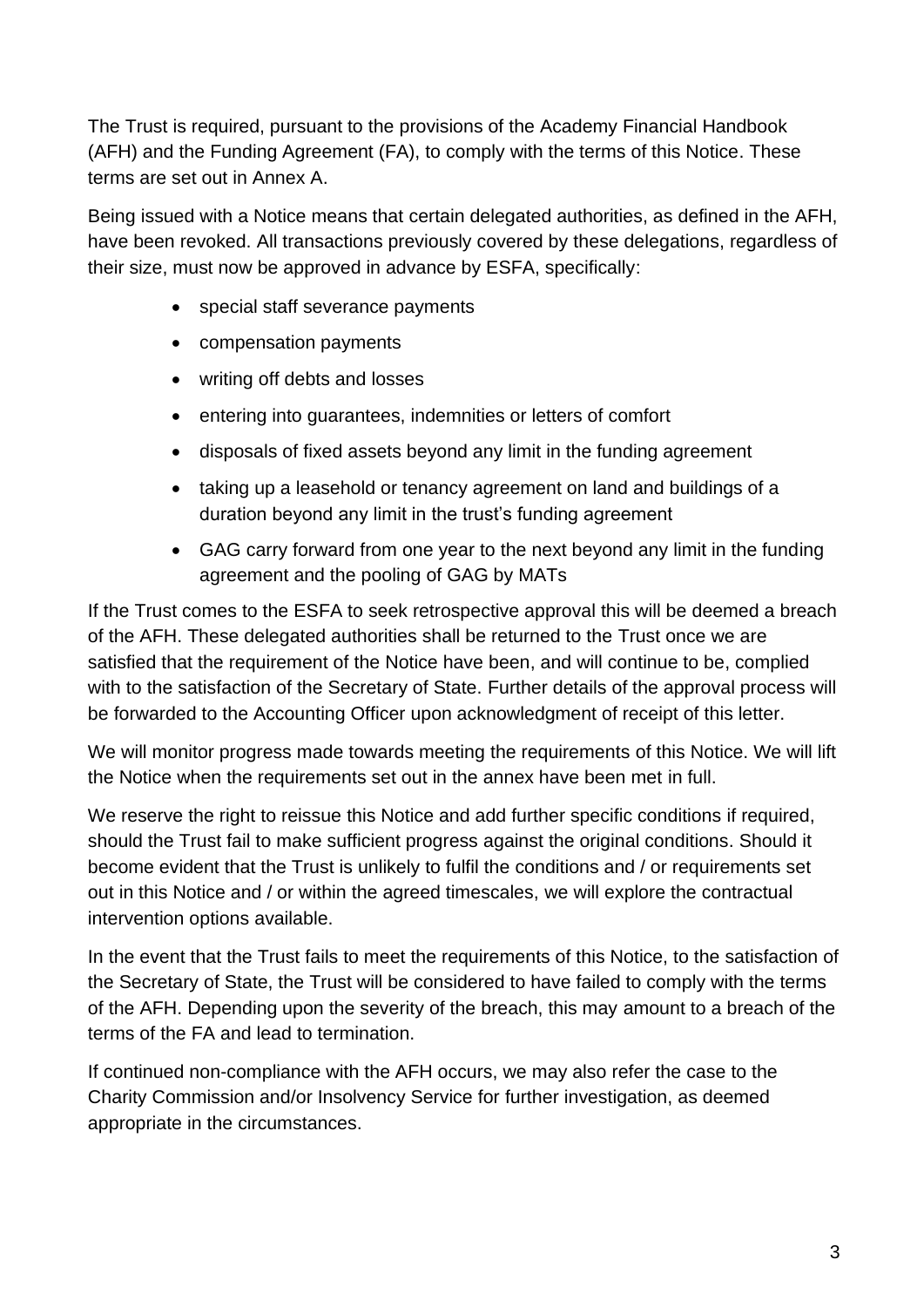The Trust is required, pursuant to the provisions of the Academy Financial Handbook (AFH) and the Funding Agreement (FA), to comply with the terms of this Notice. These terms are set out in Annex A.

Being issued with a Notice means that certain delegated authorities, as defined in the AFH, have been revoked. All transactions previously covered by these delegations, regardless of their size, must now be approved in advance by ESFA, specifically:

- special staff severance payments
- compensation payments
- writing off debts and losses
- entering into guarantees, indemnities or letters of comfort
- disposals of fixed assets beyond any limit in the funding agreement
- taking up a leasehold or tenancy agreement on land and buildings of a duration beyond any limit in the trust's funding agreement
- GAG carry forward from one year to the next beyond any limit in the funding agreement and the pooling of GAG by MATs

If the Trust comes to the ESFA to seek retrospective approval this will be deemed a breach of the AFH. These delegated authorities shall be returned to the Trust once we are satisfied that the requirement of the Notice have been, and will continue to be, complied with to the satisfaction of the Secretary of State. Further details of the approval process will be forwarded to the Accounting Officer upon acknowledgment of receipt of this letter.

We will monitor progress made towards meeting the requirements of this Notice. We will lift the Notice when the requirements set out in the annex have been met in full.

We reserve the right to reissue this Notice and add further specific conditions if required, should the Trust fail to make sufficient progress against the original conditions. Should it become evident that the Trust is unlikely to fulfil the conditions and / or requirements set out in this Notice and / or within the agreed timescales, we will explore the contractual intervention options available.

In the event that the Trust fails to meet the requirements of this Notice, to the satisfaction of the Secretary of State, the Trust will be considered to have failed to comply with the terms of the AFH. Depending upon the severity of the breach, this may amount to a breach of the terms of the FA and lead to termination.

If continued non-compliance with the AFH occurs, we may also refer the case to the Charity Commission and/or Insolvency Service for further investigation, as deemed appropriate in the circumstances.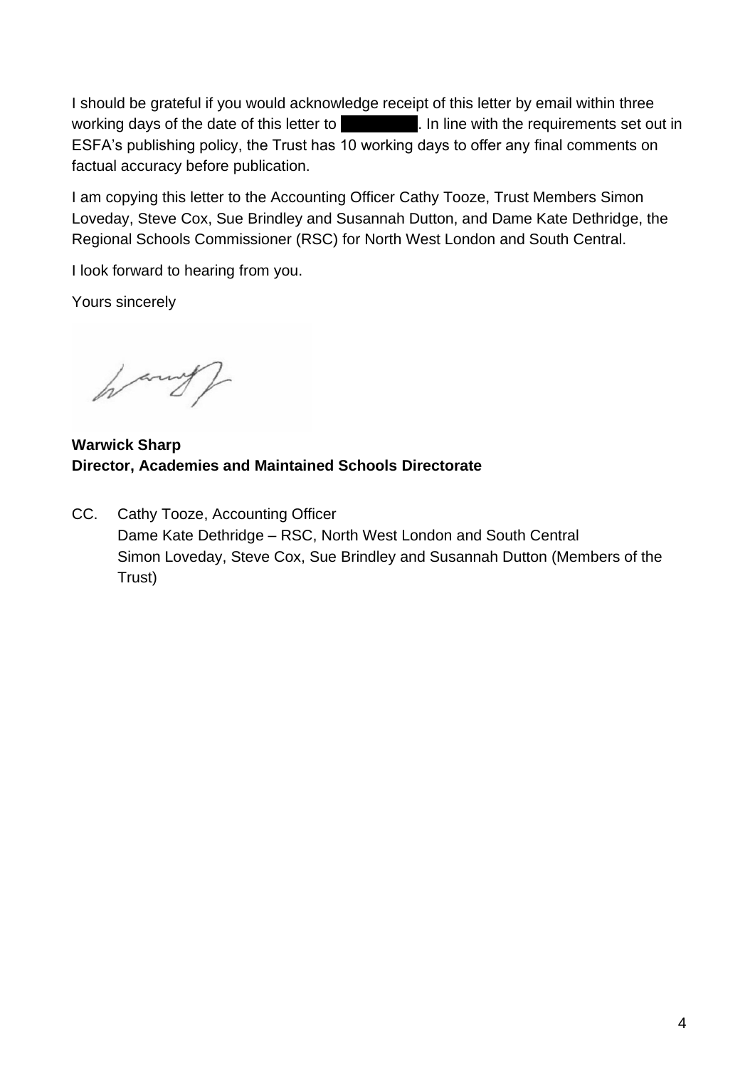I should be grateful if you would acknowledge receipt of this letter by email within three working days of the date of this letter to ██████████. In line with the requirements set out in ESFA's publishing policy, the Trust has 10 working days to offer any final comments on factual accuracy before publication.

I am copying this letter to the Accounting Officer Cathy Tooze, Trust Members Simon Loveday, Steve Cox, Sue Brindley and Susannah Dutton, and Dame Kate Dethridge, the Regional Schools Commissioner (RSC) for North West London and South Central.

I look forward to hearing from you.

Yours sincerely

**Warwick Sharp**
**Director, Academies and Maintained Schools Directorate**

CC. Cathy Tooze, Accounting Officer
Dame Kate Dethridge – RSC, North West London and South Central
Simon Loveday, Steve Cox, Sue Brindley and Susannah Dutton (Members of the Trust)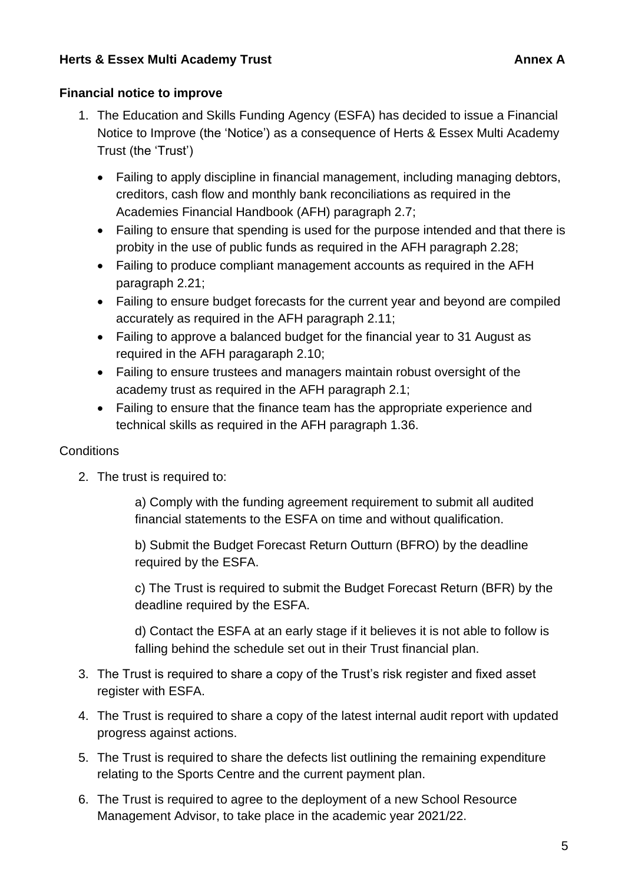**Herts & Essex Multi Academy Trust** **Annex A**

**Financial notice to improve**

1. The Education and Skills Funding Agency (ESFA) has decided to issue a Financial Notice to Improve (the 'Notice') as a consequence of Herts & Essex Multi Academy Trust (the 'Trust')

   - Failing to apply discipline in financial management, including managing debtors, creditors, cash flow and monthly bank reconciliations as required in the Academies Financial Handbook (AFH) paragraph 2.7;
   - Failing to ensure that spending is used for the purpose intended and that there is probity in the use of public funds as required in the AFH paragraph 2.28;
   - Failing to produce compliant management accounts as required in the AFH paragraph 2.21;
   - Failing to ensure budget forecasts for the current year and beyond are compiled accurately as required in the AFH paragraph 2.11;
   - Failing to approve a balanced budget for the financial year to 31 August as required in the AFH paragaraph 2.10;
   - Failing to ensure trustees and managers maintain robust oversight of the academy trust as required in the AFH paragraph 2.1;
   - Failing to ensure that the finance team has the appropriate experience and technical skills as required in the AFH paragraph 1.36.

Conditions

2. The trust is required to:

   a) Comply with the funding agreement requirement to submit all audited financial statements to the ESFA on time and without qualification.

   b) Submit the Budget Forecast Return Outturn (BFRO) by the deadline required by the ESFA.

   c) The Trust is required to submit the Budget Forecast Return (BFR) by the deadline required by the ESFA.

   d) Contact the ESFA at an early stage if it believes it is not able to follow is falling behind the schedule set out in their Trust financial plan.

3. The Trust is required to share a copy of the Trust's risk register and fixed asset register with ESFA.

4. The Trust is required to share a copy of the latest internal audit report with updated progress against actions.

5. The Trust is required to share the defects list outlining the remaining expenditure relating to the Sports Centre and the current payment plan.

6. The Trust is required to agree to the deployment of a new School Resource Management Advisor, to take place in the academic year 2021/22.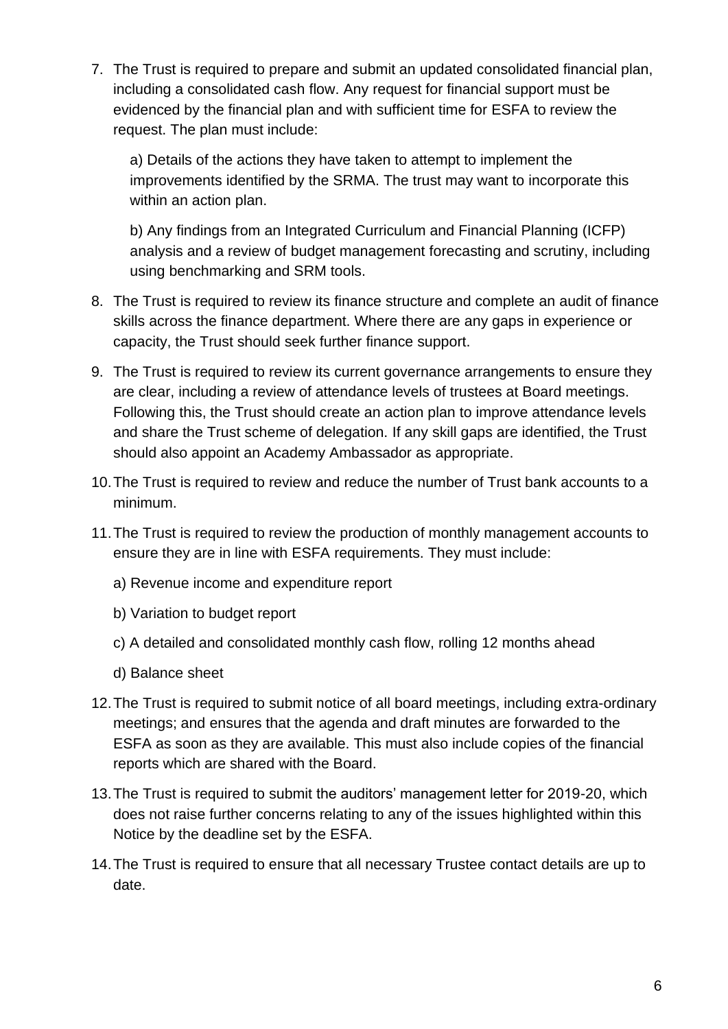7. The Trust is required to prepare and submit an updated consolidated financial plan, including a consolidated cash flow. Any request for financial support must be evidenced by the financial plan and with sufficient time for ESFA to review the request. The plan must include:

   a) Details of the actions they have taken to attempt to implement the improvements identified by the SRMA. The trust may want to incorporate this within an action plan.

   b) Any findings from an Integrated Curriculum and Financial Planning (ICFP) analysis and a review of budget management forecasting and scrutiny, including using benchmarking and SRM tools.

8. The Trust is required to review its finance structure and complete an audit of finance skills across the finance department. Where there are any gaps in experience or capacity, the Trust should seek further finance support.

9. The Trust is required to review its current governance arrangements to ensure they are clear, including a review of attendance levels of trustees at Board meetings. Following this, the Trust should create an action plan to improve attendance levels and share the Trust scheme of delegation. If any skill gaps are identified, the Trust should also appoint an Academy Ambassador as appropriate.

10. The Trust is required to review and reduce the number of Trust bank accounts to a minimum.

11. The Trust is required to review the production of monthly management accounts to ensure they are in line with ESFA requirements. They must include:

    a) Revenue income and expenditure report

    b) Variation to budget report

    c) A detailed and consolidated monthly cash flow, rolling 12 months ahead

    d) Balance sheet

12. The Trust is required to submit notice of all board meetings, including extra-ordinary meetings; and ensures that the agenda and draft minutes are forwarded to the ESFA as soon as they are available. This must also include copies of the financial reports which are shared with the Board.

13. The Trust is required to submit the auditors' management letter for 2019-20, which does not raise further concerns relating to any of the issues highlighted within this Notice by the deadline set by the ESFA.

14. The Trust is required to ensure that all necessary Trustee contact details are up to date.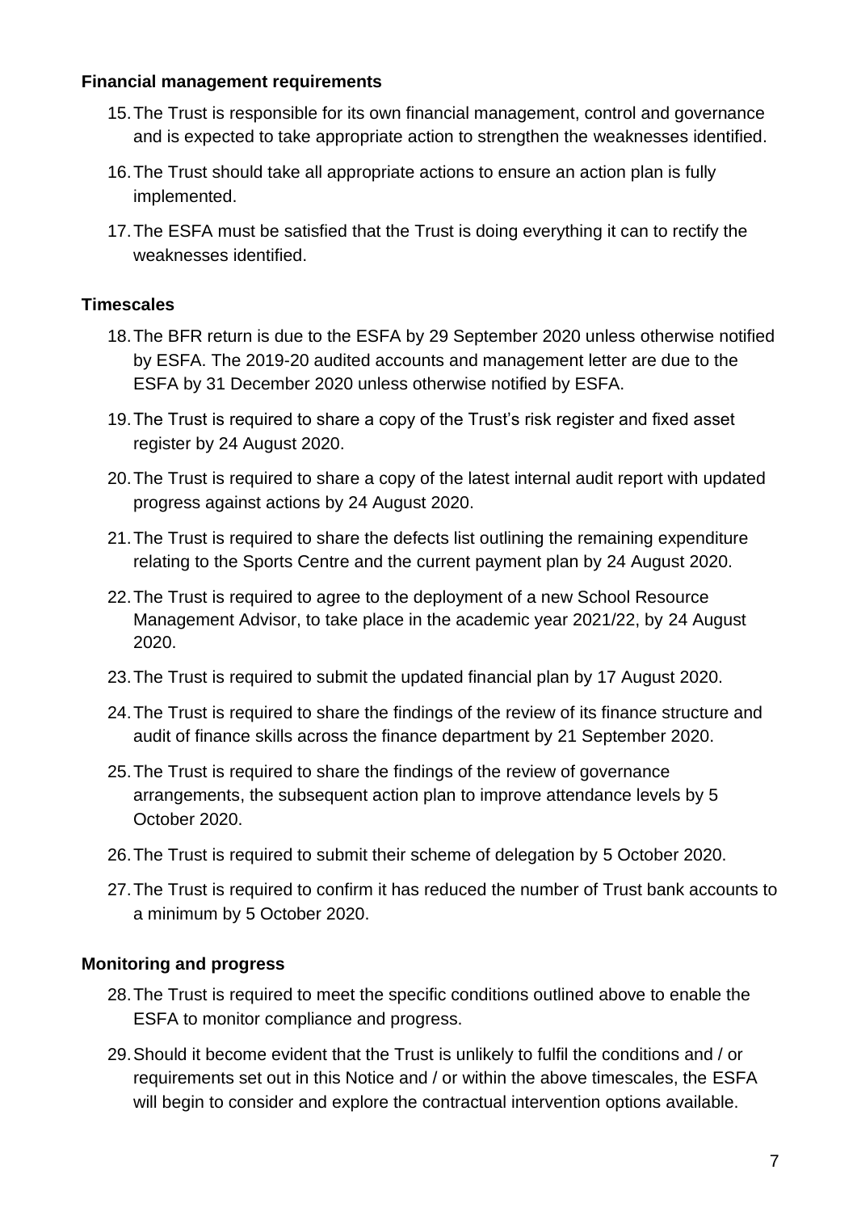### Financial management requirements

15. The Trust is responsible for its own financial management, control and governance and is expected to take appropriate action to strengthen the weaknesses identified.
16. The Trust should take all appropriate actions to ensure an action plan is fully implemented.
17. The ESFA must be satisfied that the Trust is doing everything it can to rectify the weaknesses identified.

### Timescales

18. The BFR return is due to the ESFA by 29 September 2020 unless otherwise notified by ESFA. The 2019-20 audited accounts and management letter are due to the ESFA by 31 December 2020 unless otherwise notified by ESFA.
19. The Trust is required to share a copy of the Trust's risk register and fixed asset register by 24 August 2020.
20. The Trust is required to share a copy of the latest internal audit report with updated progress against actions by 24 August 2020.
21. The Trust is required to share the defects list outlining the remaining expenditure relating to the Sports Centre and the current payment plan by 24 August 2020.
22. The Trust is required to agree to the deployment of a new School Resource Management Advisor, to take place in the academic year 2021/22, by 24 August 2020.
23. The Trust is required to submit the updated financial plan by 17 August 2020.
24. The Trust is required to share the findings of the review of its finance structure and audit of finance skills across the finance department by 21 September 2020.
25. The Trust is required to share the findings of the review of governance arrangements, the subsequent action plan to improve attendance levels by 5 October 2020.
26. The Trust is required to submit their scheme of delegation by 5 October 2020.
27. The Trust is required to confirm it has reduced the number of Trust bank accounts to a minimum by 5 October 2020.

### Monitoring and progress

28. The Trust is required to meet the specific conditions outlined above to enable the ESFA to monitor compliance and progress.
29. Should it become evident that the Trust is unlikely to fulfil the conditions and / or requirements set out in this Notice and / or within the above timescales, the ESFA will begin to consider and explore the contractual intervention options available.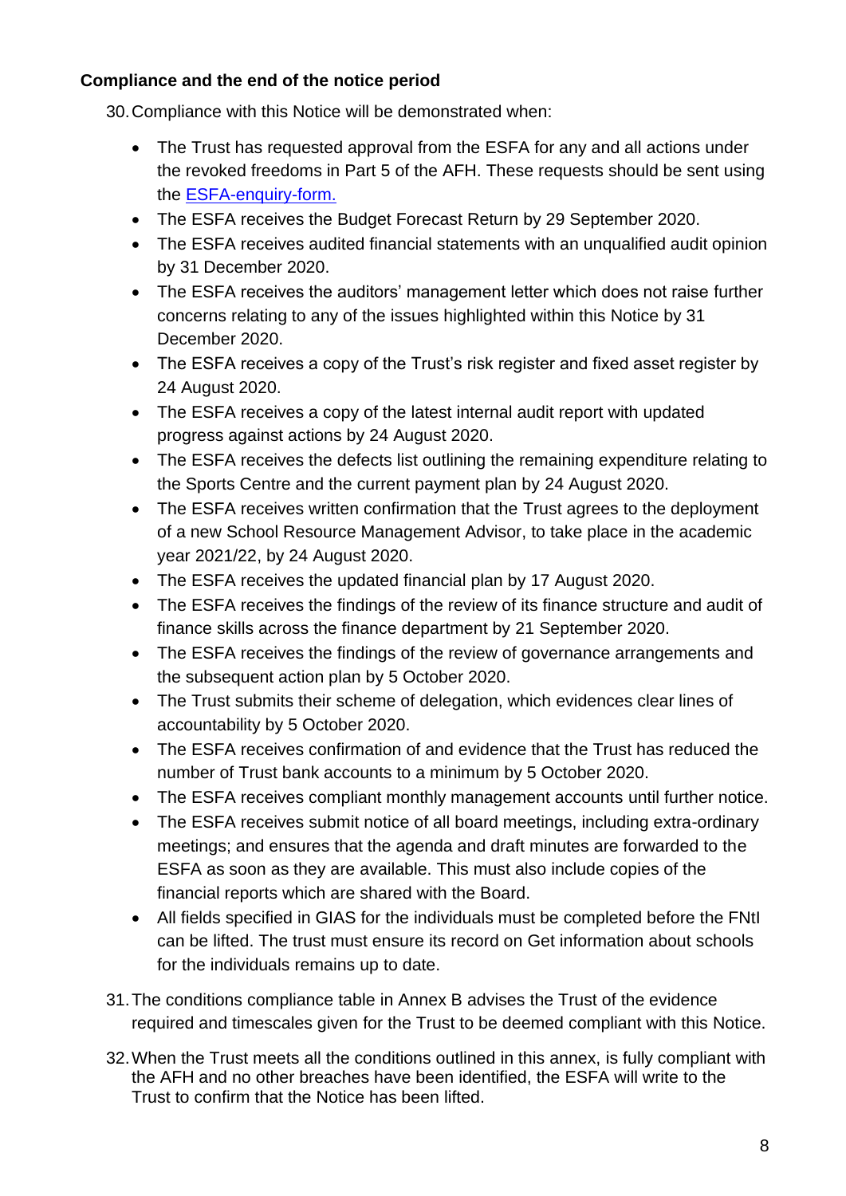**Compliance and the end of the notice period**

30. Compliance with this Notice will be demonstrated when:

    - The Trust has requested approval from the ESFA for any and all actions under the revoked freedoms in Part 5 of the AFH. These requests should be sent using the [ESFA-enquiry-form.](ESFA-enquiry-form.)
    - The ESFA receives the Budget Forecast Return by 29 September 2020.
    - The ESFA receives audited financial statements with an unqualified audit opinion by 31 December 2020.
    - The ESFA receives the auditors' management letter which does not raise further concerns relating to any of the issues highlighted within this Notice by 31 December 2020.
    - The ESFA receives a copy of the Trust's risk register and fixed asset register by 24 August 2020.
    - The ESFA receives a copy of the latest internal audit report with updated progress against actions by 24 August 2020.
    - The ESFA receives the defects list outlining the remaining expenditure relating to the Sports Centre and the current payment plan by 24 August 2020.
    - The ESFA receives written confirmation that the Trust agrees to the deployment of a new School Resource Management Advisor, to take place in the academic year 2021/22, by 24 August 2020.
    - The ESFA receives the updated financial plan by 17 August 2020.
    - The ESFA receives the findings of the review of its finance structure and audit of finance skills across the finance department by 21 September 2020.
    - The ESFA receives the findings of the review of governance arrangements and the subsequent action plan by 5 October 2020.
    - The Trust submits their scheme of delegation, which evidences clear lines of accountability by 5 October 2020.
    - The ESFA receives confirmation of and evidence that the Trust has reduced the number of Trust bank accounts to a minimum by 5 October 2020.
    - The ESFA receives compliant monthly management accounts until further notice.
    - The ESFA receives submit notice of all board meetings, including extra-ordinary meetings; and ensures that the agenda and draft minutes are forwarded to the ESFA as soon as they are available. This must also include copies of the financial reports which are shared with the Board.
    - All fields specified in GIAS for the individuals must be completed before the FNtI can be lifted. The trust must ensure its record on Get information about schools for the individuals remains up to date.

31. The conditions compliance table in Annex B advises the Trust of the evidence required and timescales given for the Trust to be deemed compliant with this Notice.

32. When the Trust meets all the conditions outlined in this annex, is fully compliant with the AFH and no other breaches have been identified, the ESFA will write to the Trust to confirm that the Notice has been lifted.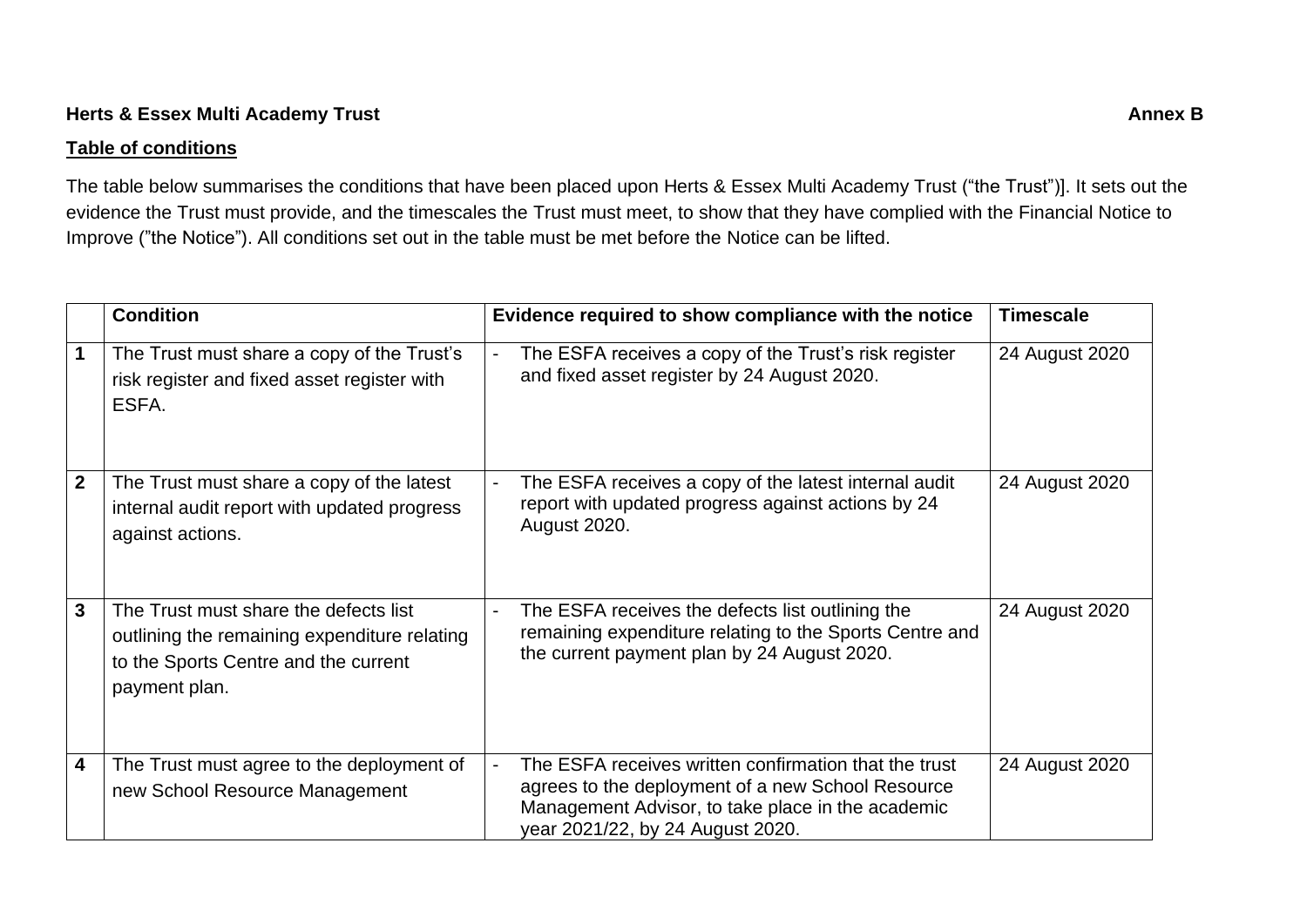**Herts & Essex Multi Academy Trust** **Annex B**

**Table of conditions**

The table below summarises the conditions that have been placed upon Herts & Essex Multi Academy Trust ("the Trust")]. It sets out the evidence the Trust must provide, and the timescales the Trust must meet, to show that they have complied with the Financial Notice to Improve ("the Notice"). All conditions set out in the table must be met before the Notice can be lifted.

| | **Condition** | **Evidence required to show compliance with the notice** | **Timescale** |
|---|---|---|---|
| **1** | The Trust must share a copy of the Trust's risk register and fixed asset register with ESFA. | - The ESFA receives a copy of the Trust's risk register and fixed asset register by 24 August 2020. | 24 August 2020 |
| **2** | The Trust must share a copy of the latest internal audit report with updated progress against actions. | - The ESFA receives a copy of the latest internal audit report with updated progress against actions by 24 August 2020. | 24 August 2020 |
| **3** | The Trust must share the defects list outlining the remaining expenditure relating to the Sports Centre and the current payment plan. | - The ESFA receives the defects list outlining the remaining expenditure relating to the Sports Centre and the current payment plan by 24 August 2020. | 24 August 2020 |
| **4** | The Trust must agree to the deployment of new School Resource Management | - The ESFA receives written confirmation that the trust agrees to the deployment of a new School Resource Management Advisor, to take place in the academic year 2021/22, by 24 August 2020. | 24 August 2020 |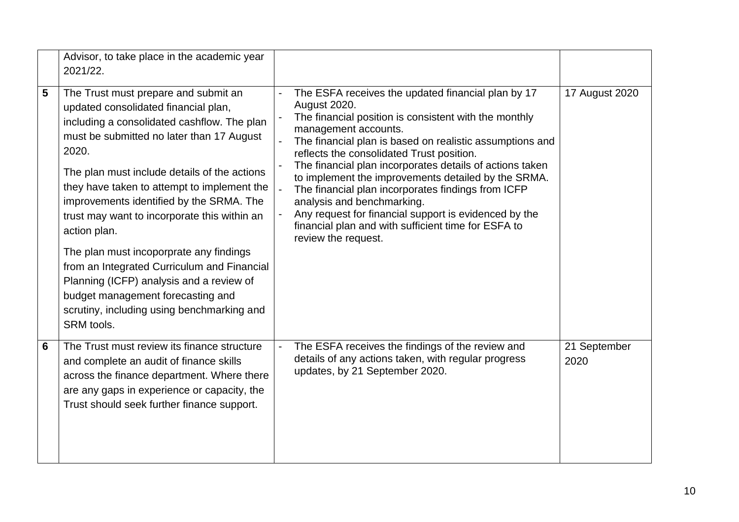|  |  |  |  |
|---|---|---|---|
|  | Advisor, to take place in the academic year 2021/22. |  |  |
| **5** | The Trust must prepare and submit an updated consolidated financial plan, including a consolidated cashflow. The plan must be submitted no later than 17 August 2020.<br><br>The plan must include details of the actions they have taken to attempt to implement the improvements identified by the SRMA. The trust may want to incorporate this within an action plan.<br><br>The plan must incoporporate any findings from an Integrated Curriculum and Financial Planning (ICFP) analysis and a review of budget management forecasting and scrutiny, including using benchmarking and SRM tools. | - The ESFA receives the updated financial plan by 17 August 2020.<br>- The financial position is consistent with the monthly management accounts.<br>- The financial plan is based on realistic assumptions and reflects the consolidated Trust position.<br>- The financial plan incorporates details of actions taken to implement the improvements detailed by the SRMA.<br>- The financial plan incorporates findings from ICFP analysis and benchmarking.<br>- Any request for financial support is evidenced by the financial plan and with sufficient time for ESFA to review the request. | 17 August 2020 |
| **6** | The Trust must review its finance structure and complete an audit of finance skills across the finance department. Where there are any gaps in experience or capacity, the Trust should seek further finance support. | - The ESFA receives the findings of the review and details of any actions taken, with regular progress updates, by 21 September 2020. | 21 September 2020 |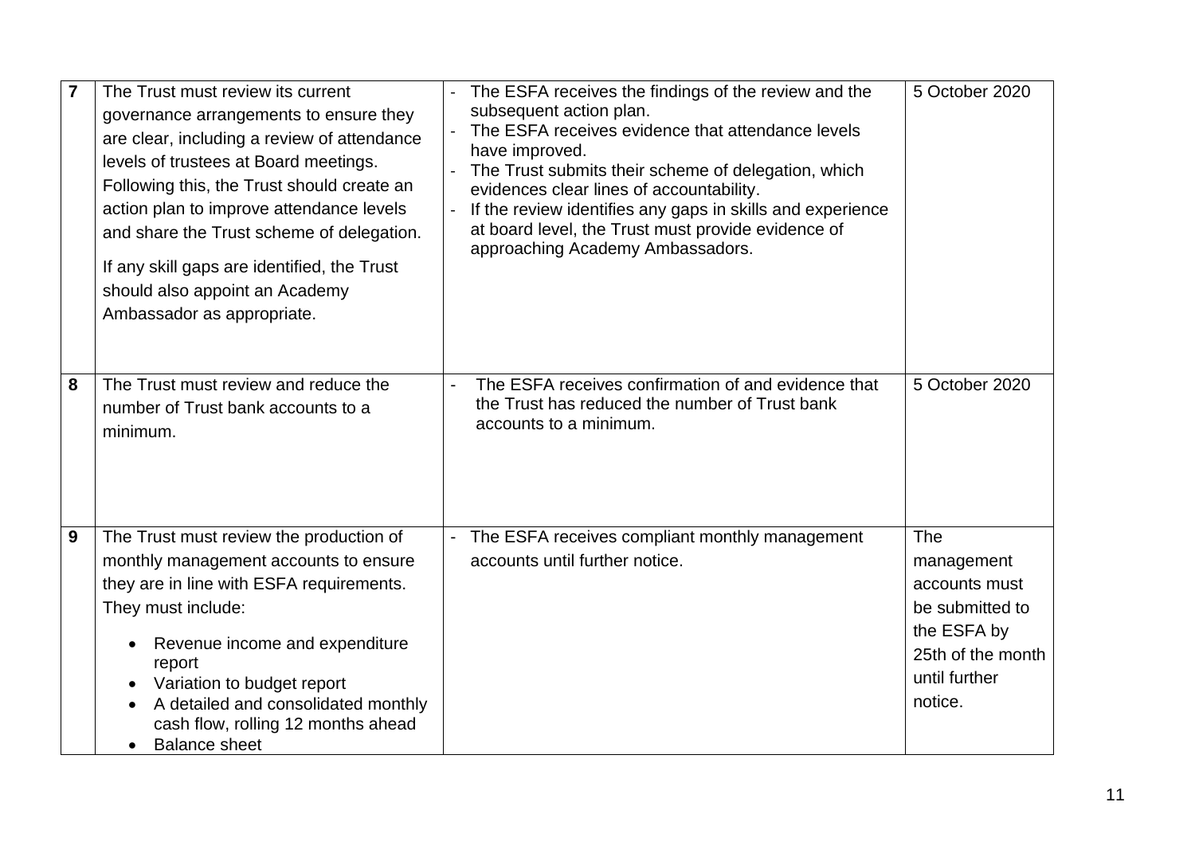| | | | |
|---|---|---|---|
| 7 | The Trust must review its current governance arrangements to ensure they are clear, including a review of attendance levels of trustees at Board meetings. Following this, the Trust should create an action plan to improve attendance levels and share the Trust scheme of delegation.<br><br>If any skill gaps are identified, the Trust should also appoint an Academy Ambassador as appropriate. | - The ESFA receives the findings of the review and the subsequent action plan.<br>- The ESFA receives evidence that attendance levels have improved.<br>- The Trust submits their scheme of delegation, which evidences clear lines of accountability.<br>- If the review identifies any gaps in skills and experience at board level, the Trust must provide evidence of approaching Academy Ambassadors. | 5 October 2020 |
| 8 | The Trust must review and reduce the number of Trust bank accounts to a minimum. | - The ESFA receives confirmation of and evidence that the Trust has reduced the number of Trust bank accounts to a minimum. | 5 October 2020 |
| 9 | The Trust must review the production of monthly management accounts to ensure they are in line with ESFA requirements. They must include:<br><br>• Revenue income and expenditure report<br>• Variation to budget report<br>• A detailed and consolidated monthly cash flow, rolling 12 months ahead<br>• Balance sheet | - The ESFA receives compliant monthly management accounts until further notice. | The management accounts must be submitted to the ESFA by 25th of the month until further notice. |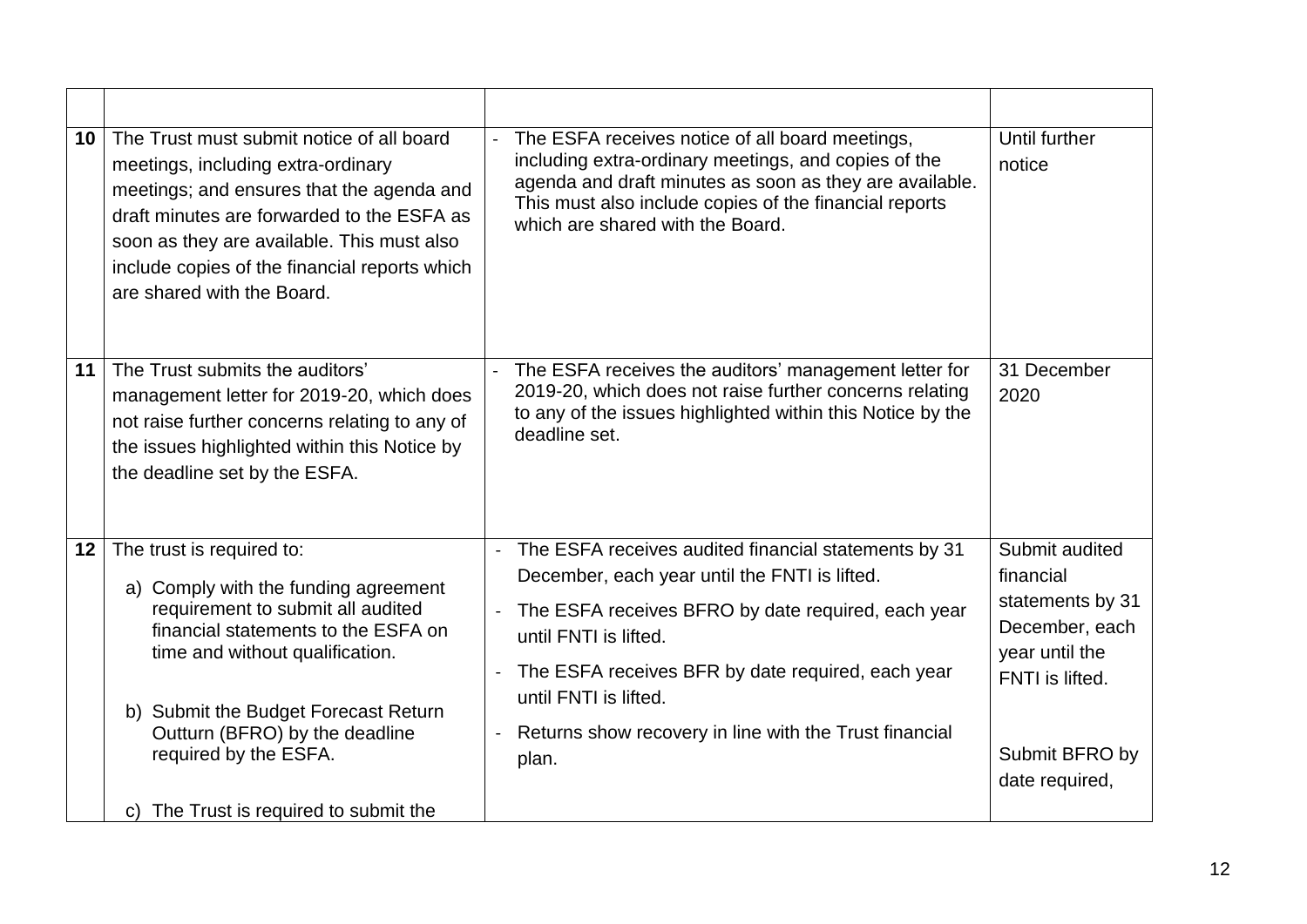| | | | |
|---|---|---|---|
| 10 | The Trust must submit notice of all board meetings, including extra-ordinary meetings; and ensures that the agenda and draft minutes are forwarded to the ESFA as soon as they are available. This must also include copies of the financial reports which are shared with the Board. | - The ESFA receives notice of all board meetings, including extra-ordinary meetings, and copies of the agenda and draft minutes as soon as they are available. This must also include copies of the financial reports which are shared with the Board. | Until further notice |
| 11 | The Trust submits the auditors' management letter for 2019-20, which does not raise further concerns relating to any of the issues highlighted within this Notice by the deadline set by the ESFA. | - The ESFA receives the auditors' management letter for 2019-20, which does not raise further concerns relating to any of the issues highlighted within this Notice by the deadline set. | 31 December 2020 |
| 12 | The trust is required to:<br><br>a) Comply with the funding agreement requirement to submit all audited financial statements to the ESFA on time and without qualification.<br><br>b) Submit the Budget Forecast Return Outturn (BFRO) by the deadline required by the ESFA.<br><br>c) The Trust is required to submit the | - The ESFA receives audited financial statements by 31 December, each year until the FNTI is lifted.<br>- The ESFA receives BFRO by date required, each year until FNTI is lifted.<br>- The ESFA receives BFR by date required, each year until FNTI is lifted.<br>- Returns show recovery in line with the Trust financial plan. | Submit audited financial statements by 31 December, each year until the FNTI is lifted.<br><br>Submit BFRO by date required, |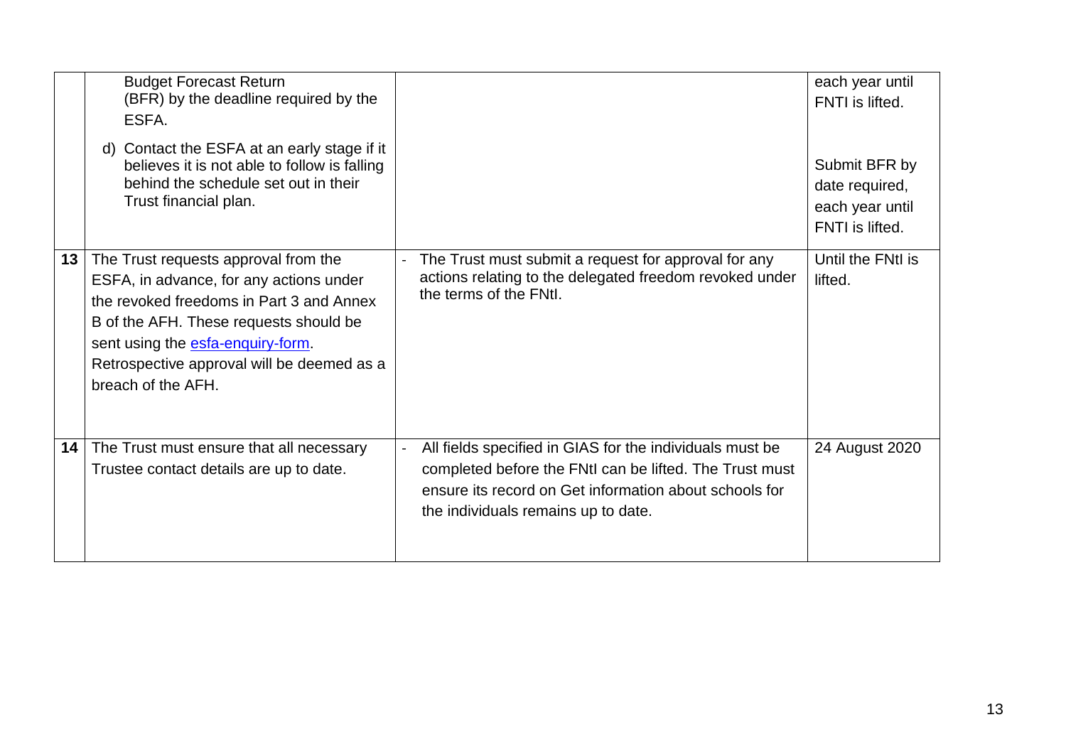| | | | |
|---|---|---|---|
| | Budget Forecast Return (BFR) by the deadline required by the ESFA.<br><br>d) Contact the ESFA at an early stage if it believes it is not able to follow is falling behind the schedule set out in their Trust financial plan. | | each year until FNTI is lifted.<br><br>Submit BFR by date required, each year until FNTI is lifted. |
| **13** | The Trust requests approval from the ESFA, in advance, for any actions under the revoked freedoms in Part 3 and Annex B of the AFH. These requests should be sent using the [esfa-enquiry-form](esfa-enquiry-form). Retrospective approval will be deemed as a breach of the AFH. | - The Trust must submit a request for approval for any actions relating to the delegated freedom revoked under the terms of the FNtI. | Until the FNtI is lifted. |
| **14** | The Trust must ensure that all necessary Trustee contact details are up to date. | - All fields specified in GIAS for the individuals must be completed before the FNtI can be lifted. The Trust must ensure its record on Get information about schools for the individuals remains up to date. | 24 August 2020 |